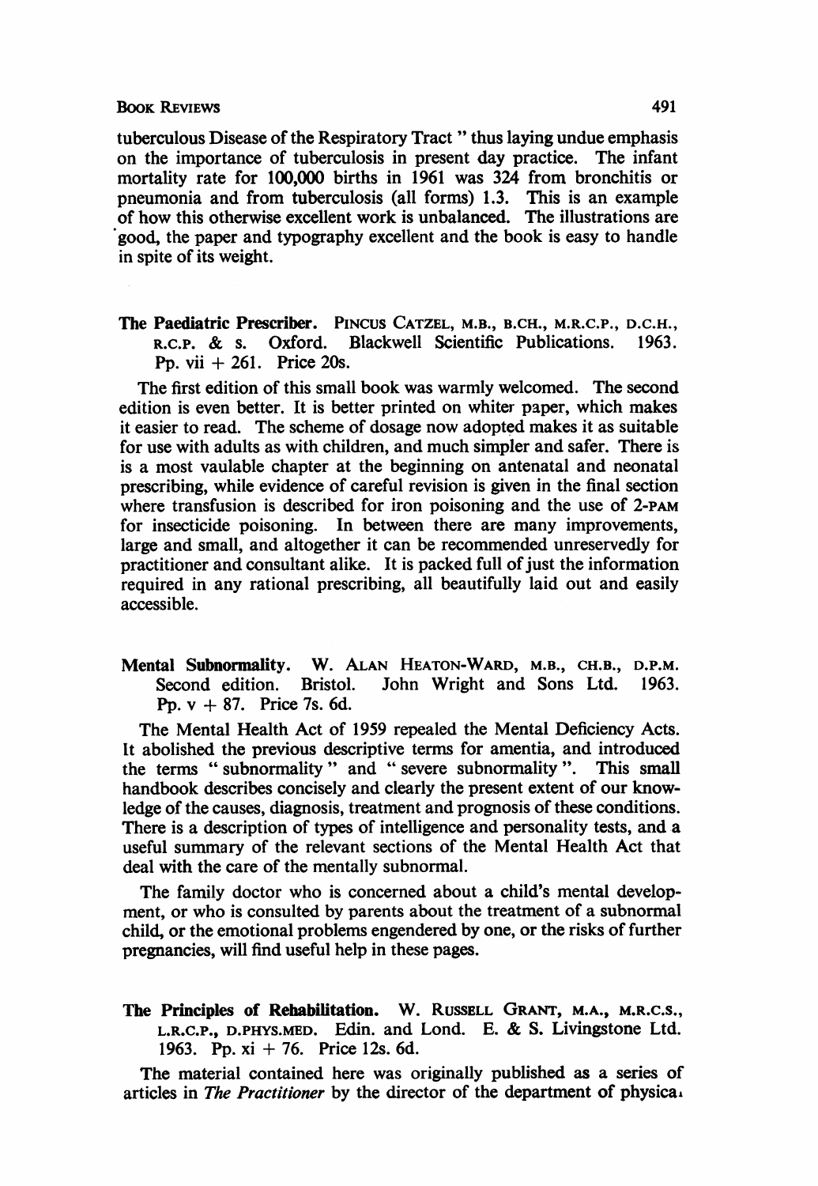tuberculous Disease of the Respiratory Tract " thus laying undue emphasis on the importance of tuberculosis in present day practice. The infant mortality rate for 100,000 births in 1961 was 324 from bronchitis or pneumonia and from tuberculosis (all forms) 1.3. This is an example of how this otherwise excellent work is unbalanced. The illustrations are good, the paper and typography excellent and the book is easy to handle in spite of its weight.

**The Paediatric Prescriber.** PINCUS CATZEL, M.B., B.CH., M.R.C.P., D.C.H., R.C.P. & S. Oxford. Blackwell Scientific Publications. 1963. Pp. vii + 261. Price 20s.

The first edition of this small book was warmly welcomed. The second edition is even better. It is better printed on whiter paper, which makes it easier to read. The scheme of dosage now adopted makes it as suitable for use with adults as with children, and much simpler and safer. There is a most vaulable chapter at the beginning on antenatal and neonatal prescribing, while evidence of careful revision is given in the final section where transfusion is described for iron poisoning and the use of 2-PAM for insecticide poisoning. In between there are many improvements, large and small, and altogether it can be recommended unreservedly for practitioner and consultant alike. It is packed full of just the information required in any rational prescribing, all beautifully laid out and easily accessible.

**Mental Subnormality.** W. ALAN HEATON-WARD, M.B., CH.B., D.P.M. Second edition. Bristol. John Wright and Sons Ltd. 1963. Pp. v + 87. Price 7s. 6d.

The Mental Health Act of 1959 repealed the Mental Deficiency Acts. It abolished the previous descriptive terms for amentia, and introduced the terms " subnormality " and " severe subnormality ". This small handbook describes concisely and clearly the present extent of our knowledge of the causes, diagnosis, treatment and prognosis of these conditions. There is a description of types of intelligence and personality tests, and a useful summary of the relevant sections of the Mental Health Act that deal with the care of the mentally subnormal.

The family doctor who is concerned about a child's mental development, or who is consulted by parents about the treatment of a subnormal child, or the emotional problems engendered by one, or the risks of further pregnancies, will find useful help in these pages.

**The Principles of Rehabilitation.** W. RUSSELL GRANT, M.A., M.R.C.S., L.R.C.P., D.PHYS.MED. Edin. and Lond. E. & S. Livingstone Ltd. 1963. Pp. xi + 76. Price 12s. 6d.

The material contained here was originally published as a series of articles in *The Practitioner* by the director of the department of physica.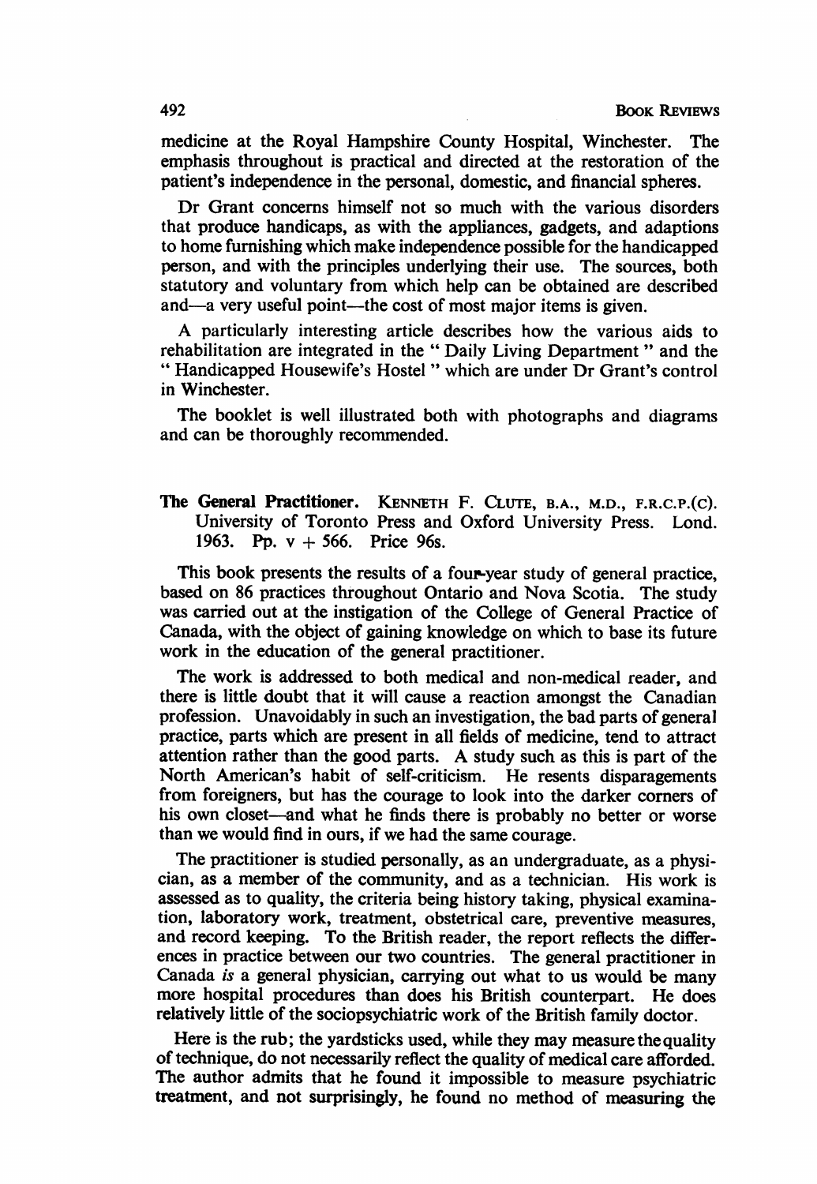medicine at the Royal Hampshire County Hospital, Winchester. The emphasis throughout is practical and directed at the restoration of the patient's independence in the personal, domestic, and financial spheres.

Dr Grant concerns himself not so much with the various disorders that produce handicaps, as with the appliances, gadgets, and adaptions to home furnishing which make independence possible for the handicapped person, and with the principles underlying their use. The sources, both statutory and voluntary from which help can be obtained are described and—a very useful point—the cost of most major items is given.

A particularly interesting article describes how the various aids to rehabilitation are integrated in the " Daily Living Department " and the " Handicapped Housewife's Hostel " which are under Dr Grant's control in Winchester.

The booklet is well illustrated both with photographs and diagrams and can be thoroughly recommended.

**The General Practitioner.** KENNETH F. CLUTE, B.A., M.D., F.R.C.P.(C). University of Toronto Press and Oxford University Press. Lond. 1963. Pp. v + 566. Price 96s.

This book presents the results of a four-year study of general practice, based on 86 practices throughout Ontario and Nova Scotia. The study was carried out at the instigation of the College of General Practice of Canada, with the object of gaining knowledge on which to base its future work in the education of the general practitioner.

The work is addressed to both medical and non-medical reader, and there is little doubt that it will cause a reaction amongst the Canadian profession. Unavoidably in such an investigation, the bad parts of general practice, parts which are present in all fields of medicine, tend to attract attention rather than the good parts. A study such as this is part of the North American's habit of self-criticism. He resents disparagements from foreigners, but has the courage to look into the darker corners of his own closet—and what he finds there is probably no better or worse than we would find in ours, if we had the same courage.

The practitioner is studied personally, as an undergraduate, as a physician, as a member of the community, and as a technician. His work is assessed as to quality, the criteria being history taking, physical examination, laboratory work, treatment, obstetrical care, preventive measures, and record keeping. To the British reader, the report reflects the differences in practice between our two countries. The general practitioner in Canada *is* a general physician, carrying out what to us would be many more hospital procedures than does his British counterpart. He does relatively little of the sociopsychiatric work of the British family doctor.

Here is the rub; the yardsticks used, while they may measure the quality of technique, do not necessarily reflect the quality of medical care afforded. The author admits that he found it impossible to measure psychiatric treatment, and not surprisingly, he found no method of measuring the